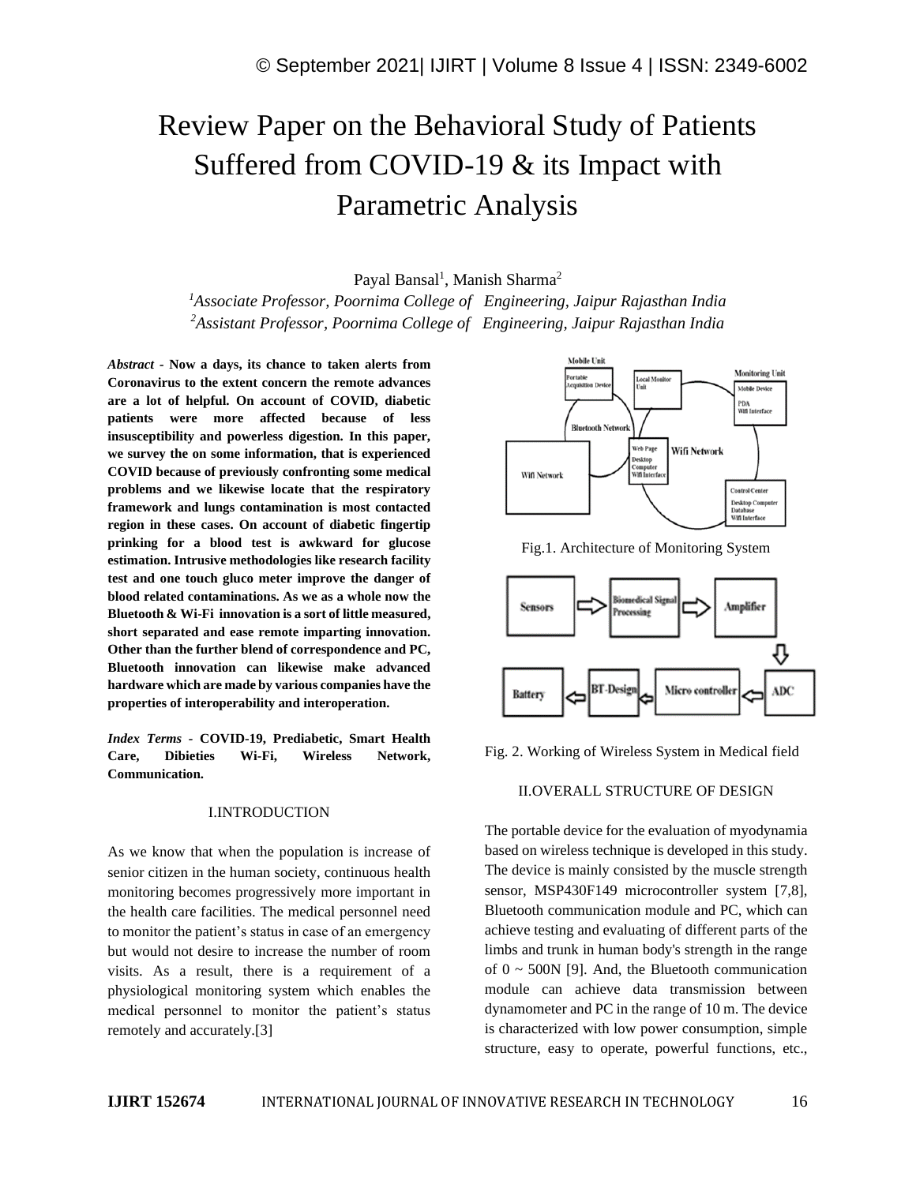# Review Paper on the Behavioral Study of Patients Suffered from COVID-19 & its Impact with Parametric Analysis

Payal Bansal[1], Manish Sharma[2]

[1]*Associate Professor, Poornima College of Engineering, Jaipur Rajasthan India*
[2]*Assistant Professor, Poornima College of Engineering, Jaipur Rajasthan India*

***Abstract* - Now a days, its chance to taken alerts from Coronavirus to the extent concern the remote advances are a lot of helpful. On account of COVID, diabetic patients were more affected because of less insusceptibility and powerless digestion. In this paper, we survey the on some information, that is experienced COVID because of previously confronting some medical problems and we likewise locate that the respiratory framework and lungs contamination is most contacted region in these cases. On account of diabetic fingertip prinking for a blood test is awkward for glucose estimation. Intrusive methodologies like research facility test and one touch gluco meter improve the danger of blood related contaminations. As we as a whole now the Bluetooth & Wi-Fi innovation is a sort of little measured, short separated and ease remote imparting innovation. Other than the further blend of correspondence and PC, Bluetooth innovation can likewise make advanced hardware which are made by various companies have the properties of interoperability and interoperation.**

***Index Terms* - COVID-19, Prediabetic, Smart Health Care, Dibieties Wi-Fi, Wireless Network, Communication.**

## I.INTRODUCTION

As we know that when the population is increase of senior citizen in the human society, continuous health monitoring becomes progressively more important in the health care facilities. The medical personnel need to monitor the patient's status in case of an emergency but would not desire to increase the number of room visits. As a result, there is a requirement of a physiological monitoring system which enables the medical personnel to monitor the patient's status remotely and accurately.[3]

Fig.1. Architecture of Monitoring System

Fig. 2. Working of Wireless System in Medical field

## II.OVERALL STRUCTURE OF DESIGN

The portable device for the evaluation of myodynamia based on wireless technique is developed in this study. The device is mainly consisted by the muscle strength sensor, MSP430F149 microcontroller system [7,8], Bluetooth communication module and PC, which can achieve testing and evaluating of different parts of the limbs and trunk in human body's strength in the range of 0 ~ 500N [9]. And, the Bluetooth communication module can achieve data transmission between dynamometer and PC in the range of 10 m. The device is characterized with low power consumption, simple structure, easy to operate, powerful functions, etc.,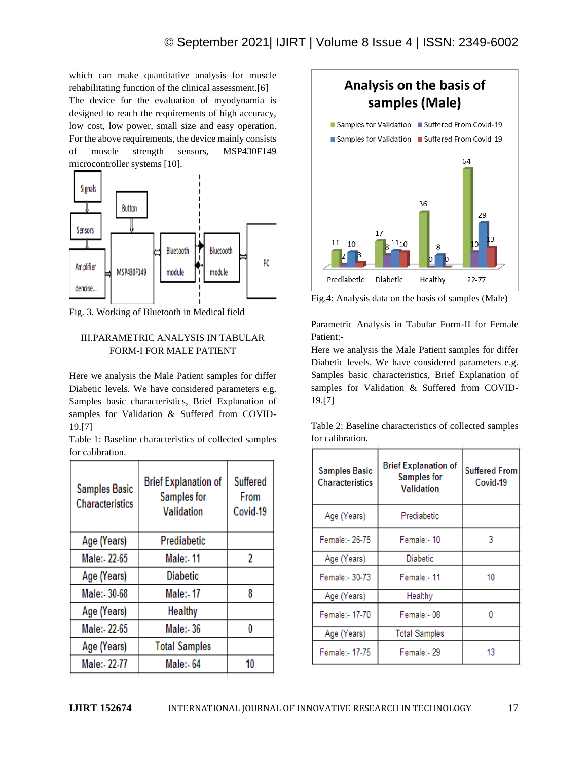which can make quantitative analysis for muscle rehabilitating function of the clinical assessment.[6]
The device for the evaluation of myodynamia is designed to reach the requirements of high accuracy, low cost, low power, small size and easy operation. For the above requirements, the device mainly consists of muscle strength sensors, MSP430F149 microcontroller systems [10].

Fig. 3. Working of Bluetooth in Medical field

## III.PARAMETRIC ANALYSIS IN TABULAR FORM-I FOR MALE PATIENT

Here we analysis the Male Patient samples for differ Diabetic levels. We have considered parameters e.g. Samples basic characteristics, Brief Explanation of samples for Validation & Suffered from COVID-19.[7]

Table 1: Baseline characteristics of collected samples for calibration.

| Samples Basic Characteristics | Brief Explanation of Samples for Validation | Suffered From Covid-19 |
|---|---|---|
| Age (Years) | Prediabetic | |
| Male:- 22-65 | Male:- 11 | 2 |
| Age (Years) | Diabetic | |
| Male:- 30-68 | Male:- 17 | 8 |
| Age (Years) | Healthy | |
| Male:- 22-65 | Male:- 36 | 0 |
| Age (Years) | Total Samples | |
| Male:- 22-77 | Male:- 64 | 10 |

Fig.4: Analysis data on the basis of samples (Male)

Parametric Analysis in Tabular Form-II for Female Patient:-
Here we analysis the Male Patient samples for differ Diabetic levels. We have considered parameters e.g. Samples basic characteristics, Brief Explanation of samples for Validation & Suffered from COVID-19.[7]

Table 2: Baseline characteristics of collected samples for calibration.

| Samples Basic Characteristics | Brief Explanation of Samples for Validation | Suffered From Covid-19 |
|---|---|---|
| Age (Years) | Prediabetic | |
| Female:- 26-75 | Female:- 10 | 3 |
| Age (Years) | Diabetic | |
| Female:- 30-73 | Female:- 11 | 10 |
| Age (Years) | Healthy | |
| Female:- 17-70 | Female:- 08 | 0 |
| Age (Years) | Total Samples | |
| Female:- 17-75 | Female:- 29 | 13 |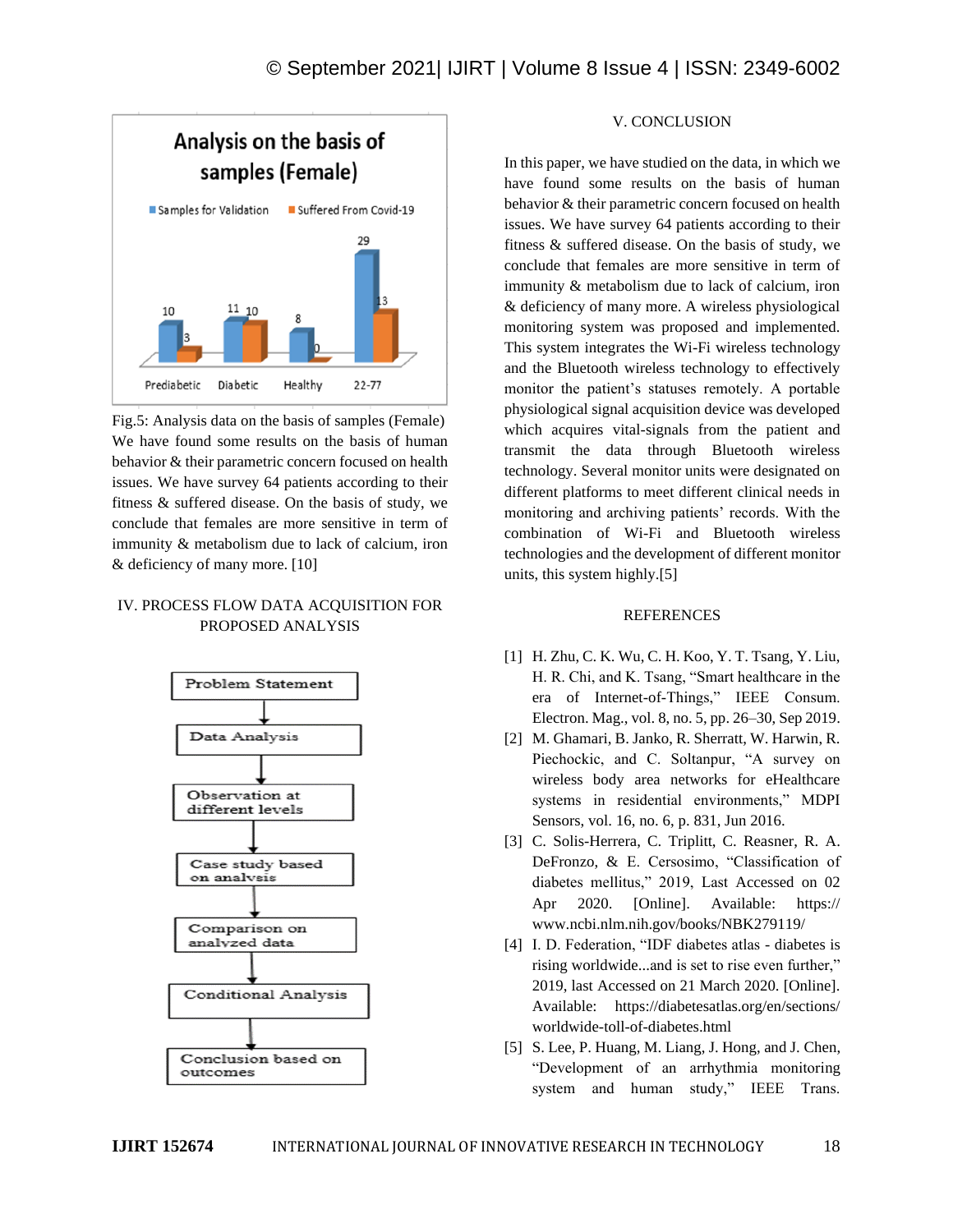Fig.5: Analysis data on the basis of samples (Female)

We have found some results on the basis of human behavior & their parametric concern focused on health issues. We have survey 64 patients according to their fitness & suffered disease. On the basis of study, we conclude that females are more sensitive in term of immunity & metabolism due to lack of calcium, iron & deficiency of many more. [10]

## IV. PROCESS FLOW DATA ACQUISITION FOR PROPOSED ANALYSIS

## V. CONCLUSION

In this paper, we have studied on the data, in which we have found some results on the basis of human behavior & their parametric concern focused on health issues. We have survey 64 patients according to their fitness & suffered disease. On the basis of study, we conclude that females are more sensitive in term of immunity & metabolism due to lack of calcium, iron & deficiency of many more. A wireless physiological monitoring system was proposed and implemented. This system integrates the Wi-Fi wireless technology and the Bluetooth wireless technology to effectively monitor the patient's statuses remotely. A portable physiological signal acquisition device was developed which acquires vital-signals from the patient and transmit the data through Bluetooth wireless technology. Several monitor units were designated on different platforms to meet different clinical needs in monitoring and archiving patients' records. With the combination of Wi-Fi and Bluetooth wireless technologies and the development of different monitor units, this system highly.[5]

## REFERENCES

[1] H. Zhu, C. K. Wu, C. H. Koo, Y. T. Tsang, Y. Liu, H. R. Chi, and K. Tsang, "Smart healthcare in the era of Internet-of-Things," IEEE Consum. Electron. Mag., vol. 8, no. 5, pp. 26–30, Sep 2019.

[2] M. Ghamari, B. Janko, R. Sherratt, W. Harwin, R. Piechockic, and C. Soltanpur, "A survey on wireless body area networks for eHealthcare systems in residential environments," MDPI Sensors, vol. 16, no. 6, p. 831, Jun 2016.

[3] C. Solis-Herrera, C. Triplitt, C. Reasner, R. A. DeFronzo, & E. Cersosimo, "Classification of diabetes mellitus," 2019, Last Accessed on 02 Apr 2020. [Online]. Available: https:// www.ncbi.nlm.nih.gov/books/NBK279119/

[4] I. D. Federation, "IDF diabetes atlas - diabetes is rising worldwide...and is set to rise even further," 2019, last Accessed on 21 March 2020. [Online]. Available: https://diabetesatlas.org/en/sections/ worldwide-toll-of-diabetes.html

[5] S. Lee, P. Huang, M. Liang, J. Hong, and J. Chen, "Development of an arrhythmia monitoring system and human study," IEEE Trans.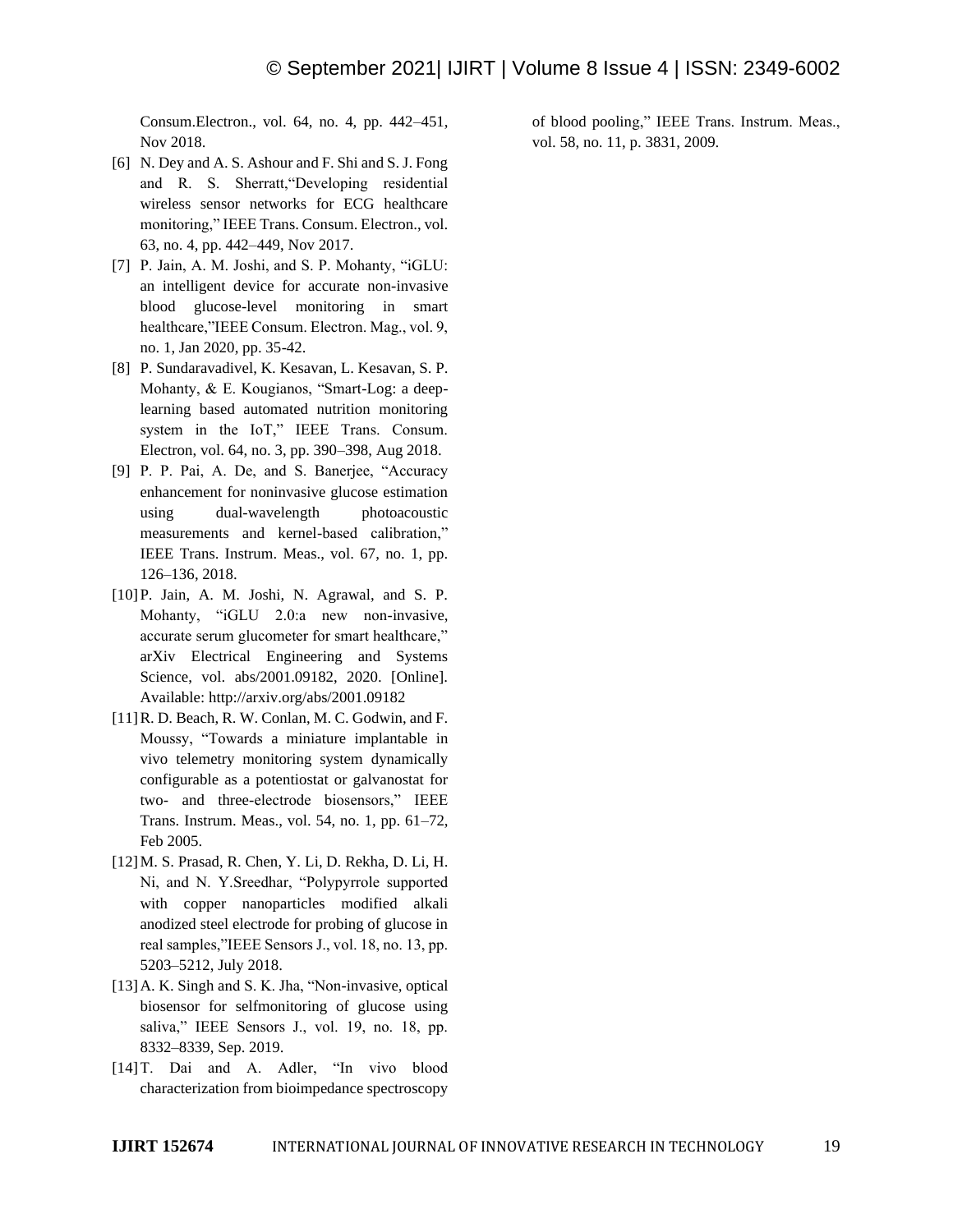Consum.Electron., vol. 64, no. 4, pp. 442–451, Nov 2018.

[6] N. Dey and A. S. Ashour and F. Shi and S. J. Fong and R. S. Sherratt,"Developing residential wireless sensor networks for ECG healthcare monitoring," IEEE Trans. Consum. Electron., vol. 63, no. 4, pp. 442–449, Nov 2017.

[7] P. Jain, A. M. Joshi, and S. P. Mohanty, "iGLU: an intelligent device for accurate non-invasive blood glucose-level monitoring in smart healthcare,"IEEE Consum. Electron. Mag., vol. 9, no. 1, Jan 2020, pp. 35-42.

[8] P. Sundaravadivel, K. Kesavan, L. Kesavan, S. P. Mohanty, & E. Kougianos, "Smart-Log: a deep-learning based automated nutrition monitoring system in the IoT," IEEE Trans. Consum. Electron, vol. 64, no. 3, pp. 390–398, Aug 2018.

[9] P. P. Pai, A. De, and S. Banerjee, "Accuracy enhancement for noninvasive glucose estimation using dual-wavelength photoacoustic measurements and kernel-based calibration," IEEE Trans. Instrum. Meas., vol. 67, no. 1, pp. 126–136, 2018.

[10] P. Jain, A. M. Joshi, N. Agrawal, and S. P. Mohanty, "iGLU 2.0:a new non-invasive, accurate serum glucometer for smart healthcare," arXiv Electrical Engineering and Systems Science, vol. abs/2001.09182, 2020. [Online]. Available: http://arxiv.org/abs/2001.09182

[11] R. D. Beach, R. W. Conlan, M. C. Godwin, and F. Moussy, "Towards a miniature implantable in vivo telemetry monitoring system dynamically configurable as a potentiostat or galvanostat for two- and three-electrode biosensors," IEEE Trans. Instrum. Meas., vol. 54, no. 1, pp. 61–72, Feb 2005.

[12] M. S. Prasad, R. Chen, Y. Li, D. Rekha, D. Li, H. Ni, and N. Y.Sreedhar, "Polypyrrole supported with copper nanoparticles modified alkali anodized steel electrode for probing of glucose in real samples,"IEEE Sensors J., vol. 18, no. 13, pp. 5203–5212, July 2018.

[13] A. K. Singh and S. K. Jha, "Non-invasive, optical biosensor for selfmonitoring of glucose using saliva," IEEE Sensors J., vol. 19, no. 18, pp. 8332–8339, Sep. 2019.

[14] T. Dai and A. Adler, "In vivo blood characterization from bioimpedance spectroscopy of blood pooling," IEEE Trans. Instrum. Meas., vol. 58, no. 11, p. 3831, 2009.